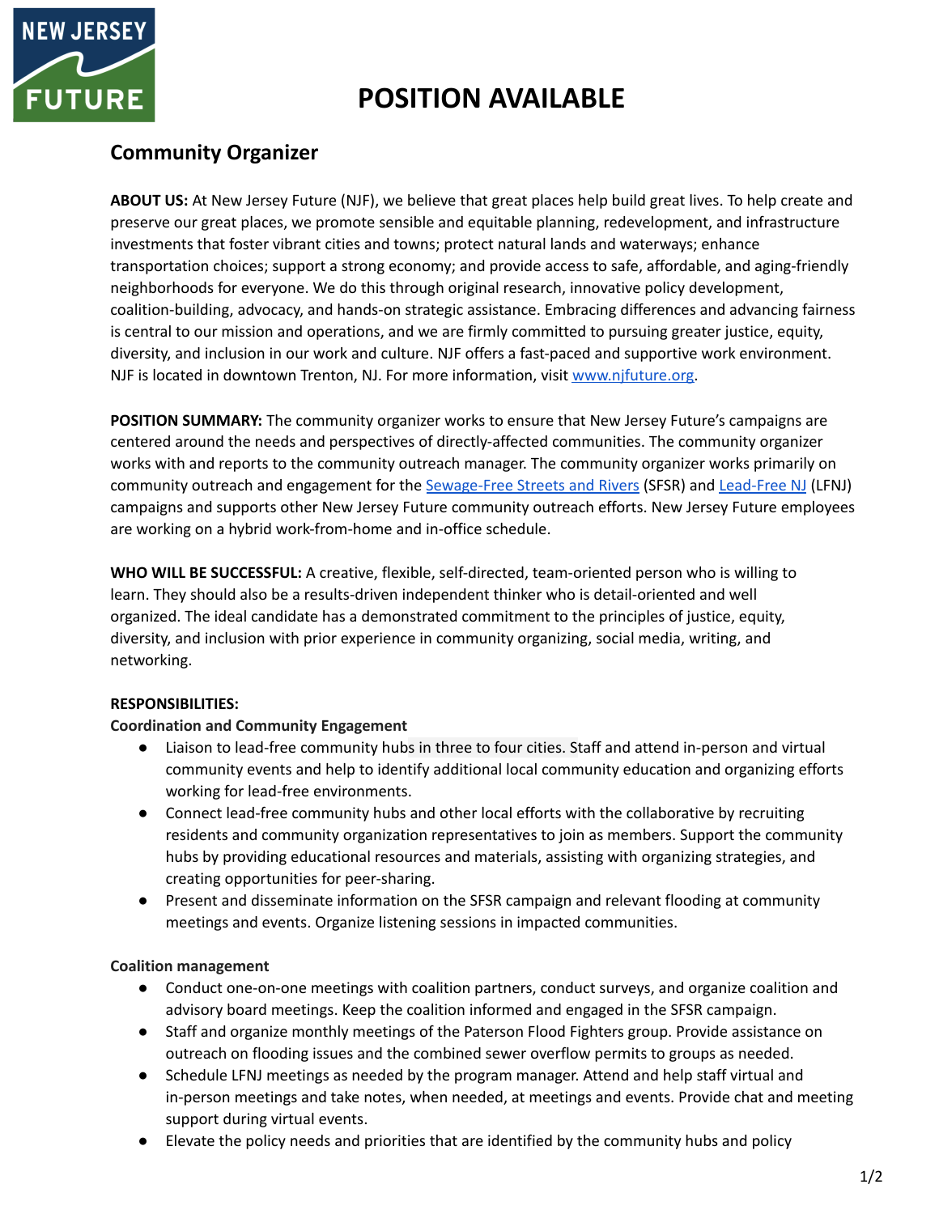NEW JERSEY FUTURE

# POSITION AVAILABLE

## Community Organizer

**ABOUT US:** At New Jersey Future (NJF), we believe that great places help build great lives. To help create and preserve our great places, we promote sensible and equitable planning, redevelopment, and infrastructure investments that foster vibrant cities and towns; protect natural lands and waterways; enhance transportation choices; support a strong economy; and provide access to safe, affordable, and aging-friendly neighborhoods for everyone. We do this through original research, innovative policy development, coalition-building, advocacy, and hands-on strategic assistance. Embracing differences and advancing fairness is central to our mission and operations, and we are firmly committed to pursuing greater justice, equity, diversity, and inclusion in our work and culture. NJF offers a fast-paced and supportive work environment. NJF is located in downtown Trenton, NJ. For more information, visit [www.njfuture.org](http://www.njfuture.org).

**POSITION SUMMARY:** The community organizer works to ensure that New Jersey Future's campaigns are centered around the needs and perspectives of directly-affected communities. The community organizer works with and reports to the community outreach manager. The community organizer works primarily on community outreach and engagement for the Sewage-Free Streets and Rivers (SFSR) and Lead-Free NJ (LFNJ) campaigns and supports other New Jersey Future community outreach efforts. New Jersey Future employees are working on a hybrid work-from-home and in-office schedule.

**WHO WILL BE SUCCESSFUL:** A creative, flexible, self-directed, team-oriented person who is willing to learn. They should also be a results-driven independent thinker who is detail-oriented and well organized. The ideal candidate has a demonstrated commitment to the principles of justice, equity, diversity, and inclusion with prior experience in community organizing, social media, writing, and networking.

**RESPONSIBILITIES:**

**Coordination and Community Engagement**

- Liaison to lead-free community hubs in three to four cities. Staff and attend in-person and virtual community events and help to identify additional local community education and organizing efforts working for lead-free environments.
- Connect lead-free community hubs and other local efforts with the collaborative by recruiting residents and community organization representatives to join as members. Support the community hubs by providing educational resources and materials, assisting with organizing strategies, and creating opportunities for peer-sharing.
- Present and disseminate information on the SFSR campaign and relevant flooding at community meetings and events. Organize listening sessions in impacted communities.

**Coalition management**

- Conduct one-on-one meetings with coalition partners, conduct surveys, and organize coalition and advisory board meetings. Keep the coalition informed and engaged in the SFSR campaign.
- Staff and organize monthly meetings of the Paterson Flood Fighters group. Provide assistance on outreach on flooding issues and the combined sewer overflow permits to groups as needed.
- Schedule LFNJ meetings as needed by the program manager. Attend and help staff virtual and in-person meetings and take notes, when needed, at meetings and events. Provide chat and meeting support during virtual events.
- Elevate the policy needs and priorities that are identified by the community hubs and policy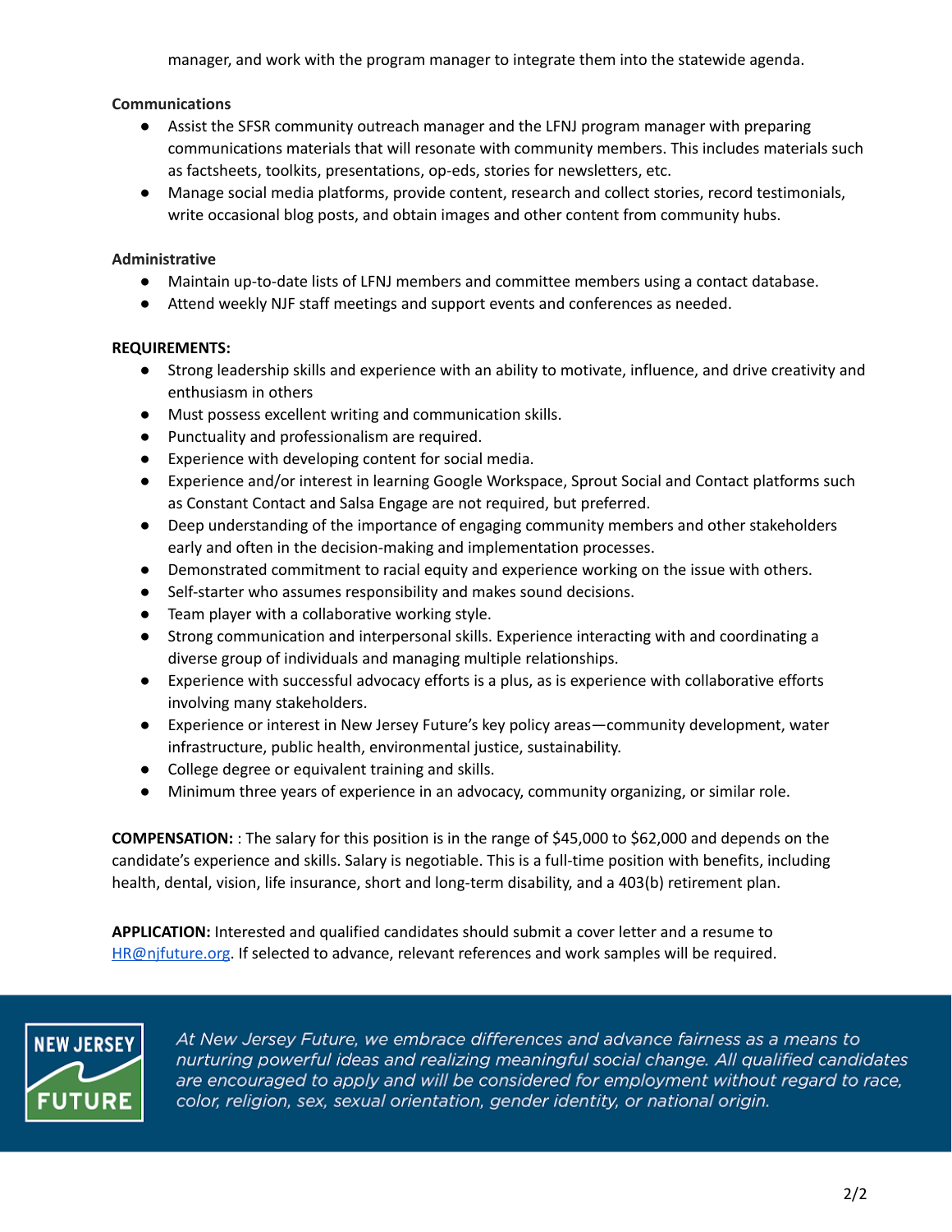manager, and work with the program manager to integrate them into the statewide agenda.

**Communications**

- Assist the SFSR community outreach manager and the LFNJ program manager with preparing communications materials that will resonate with community members. This includes materials such as factsheets, toolkits, presentations, op-eds, stories for newsletters, etc.
- Manage social media platforms, provide content, research and collect stories, record testimonials, write occasional blog posts, and obtain images and other content from community hubs.

**Administrative**

- Maintain up-to-date lists of LFNJ members and committee members using a contact database.
- Attend weekly NJF staff meetings and support events and conferences as needed.

**REQUIREMENTS:**

- Strong leadership skills and experience with an ability to motivate, influence, and drive creativity and enthusiasm in others
- Must possess excellent writing and communication skills.
- Punctuality and professionalism are required.
- Experience with developing content for social media.
- Experience and/or interest in learning Google Workspace, Sprout Social and Contact platforms such as Constant Contact and Salsa Engage are not required, but preferred.
- Deep understanding of the importance of engaging community members and other stakeholders early and often in the decision-making and implementation processes.
- Demonstrated commitment to racial equity and experience working on the issue with others.
- Self-starter who assumes responsibility and makes sound decisions.
- Team player with a collaborative working style.
- Strong communication and interpersonal skills. Experience interacting with and coordinating a diverse group of individuals and managing multiple relationships.
- Experience with successful advocacy efforts is a plus, as is experience with collaborative efforts involving many stakeholders.
- Experience or interest in New Jersey Future's key policy areas—community development, water infrastructure, public health, environmental justice, sustainability.
- College degree or equivalent training and skills.
- Minimum three years of experience in an advocacy, community organizing, or similar role.

**COMPENSATION:** : The salary for this position is in the range of $45,000 to $62,000 and depends on the candidate's experience and skills. Salary is negotiable. This is a full-time position with benefits, including health, dental, vision, life insurance, short and long-term disability, and a 403(b) retirement plan.

**APPLICATION:** Interested and qualified candidates should submit a cover letter and a resume to HR@njfuture.org. If selected to advance, relevant references and work samples will be required.

NEW JERSEY FUTURE

*At New Jersey Future, we embrace differences and advance fairness as a means to nurturing powerful ideas and realizing meaningful social change. All qualified candidates are encouraged to apply and will be considered for employment without regard to race, color, religion, sex, sexual orientation, gender identity, or national origin.*